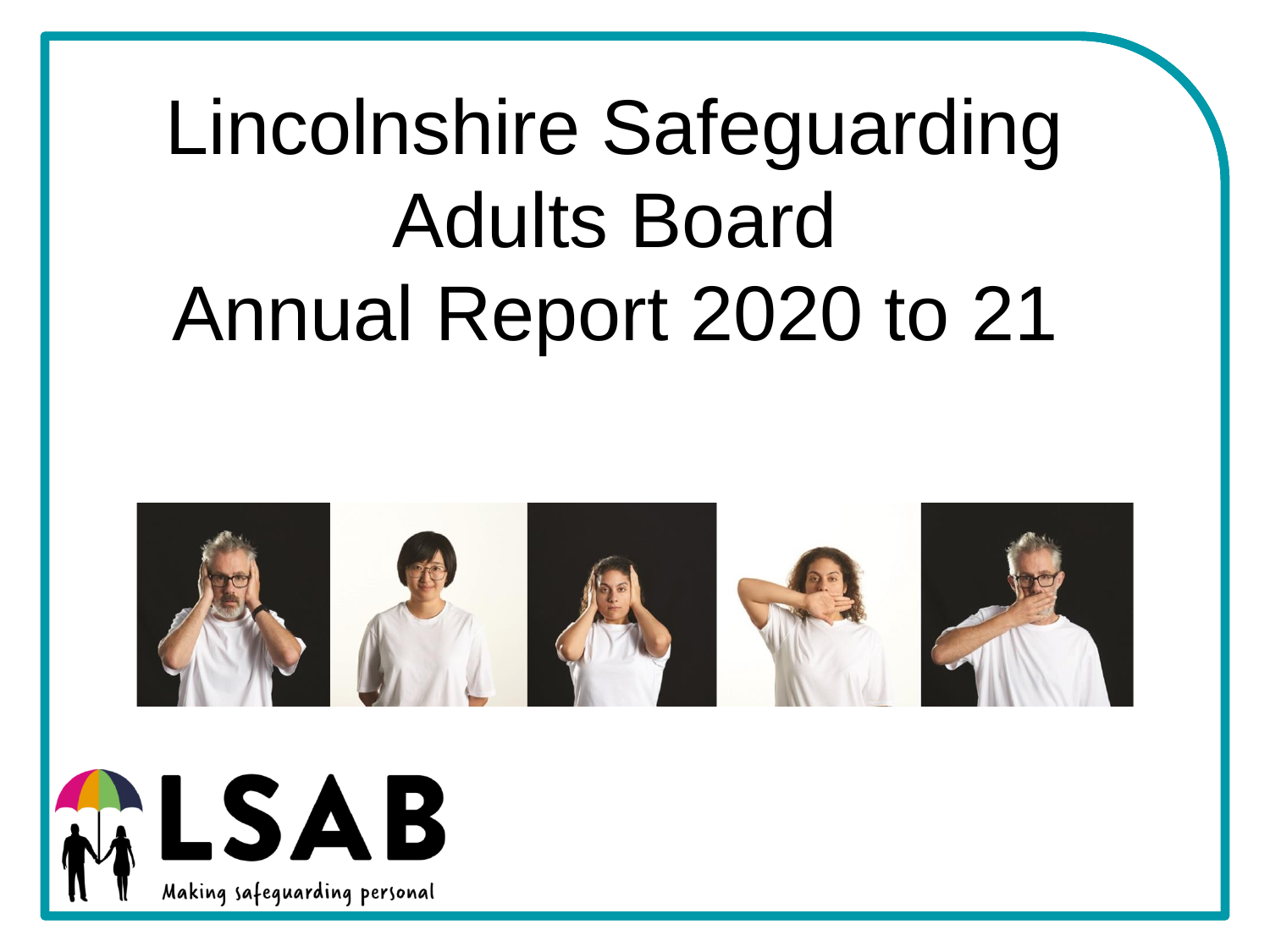# Lincolnshire Safeguarding Adults Board Annual Report 2020 to 21

LSAB

Making safeguarding personal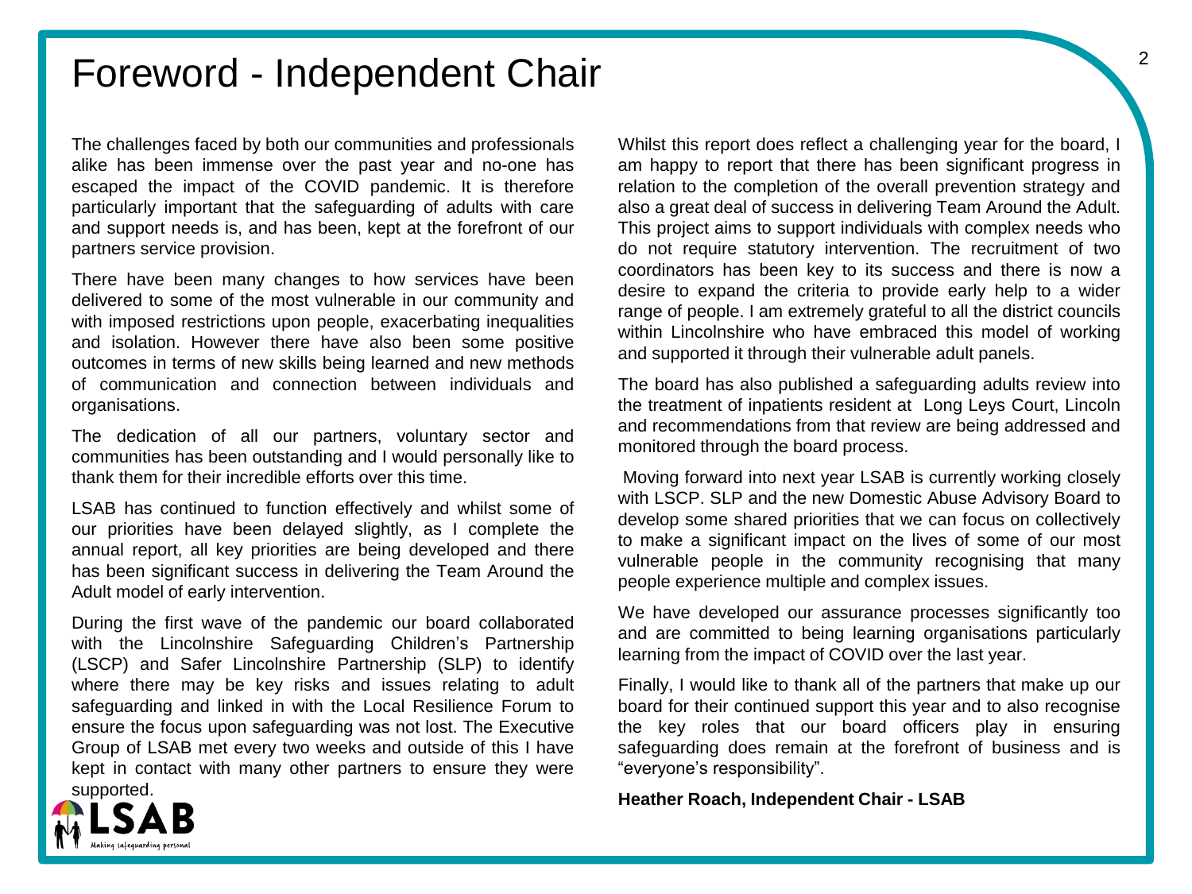# Foreword - Independent Chair

The challenges faced by both our communities and professionals alike has been immense over the past year and no-one has escaped the impact of the COVID pandemic. It is therefore particularly important that the safeguarding of adults with care and support needs is, and has been, kept at the forefront of our partners service provision.

There have been many changes to how services have been delivered to some of the most vulnerable in our community and with imposed restrictions upon people, exacerbating inequalities and isolation. However there have also been some positive outcomes in terms of new skills being learned and new methods of communication and connection between individuals and organisations.

The dedication of all our partners, voluntary sector and communities has been outstanding and I would personally like to thank them for their incredible efforts over this time.

LSAB has continued to function effectively and whilst some of our priorities have been delayed slightly, as I complete the annual report, all key priorities are being developed and there has been significant success in delivering the Team Around the Adult model of early intervention.

During the first wave of the pandemic our board collaborated with the Lincolnshire Safeguarding Children's Partnership (LSCP) and Safer Lincolnshire Partnership (SLP) to identify where there may be key risks and issues relating to adult safeguarding and linked in with the Local Resilience Forum to ensure the focus upon safeguarding was not lost. The Executive Group of LSAB met every two weeks and outside of this I have kept in contact with many other partners to ensure they were supported.

Whilst this report does reflect a challenging year for the board, I am happy to report that there has been significant progress in relation to the completion of the overall prevention strategy and also a great deal of success in delivering Team Around the Adult. This project aims to support individuals with complex needs who do not require statutory intervention. The recruitment of two coordinators has been key to its success and there is now a desire to expand the criteria to provide early help to a wider range of people. I am extremely grateful to all the district councils within Lincolnshire who have embraced this model of working and supported it through their vulnerable adult panels.

The board has also published a safeguarding adults review into the treatment of inpatients resident at Long Leys Court, Lincoln and recommendations from that review are being addressed and monitored through the board process.

Moving forward into next year LSAB is currently working closely with LSCP. SLP and the new Domestic Abuse Advisory Board to develop some shared priorities that we can focus on collectively to make a significant impact on the lives of some of our most vulnerable people in the community recognising that many people experience multiple and complex issues.

We have developed our assurance processes significantly too and are committed to being learning organisations particularly learning from the impact of COVID over the last year.

Finally, I would like to thank all of the partners that make up our board for their continued support this year and to also recognise the key roles that our board officers play in ensuring safeguarding does remain at the forefront of business and is "everyone's responsibility".

**Heather Roach, Independent Chair - LSAB**

LSAB
Making safeguarding personal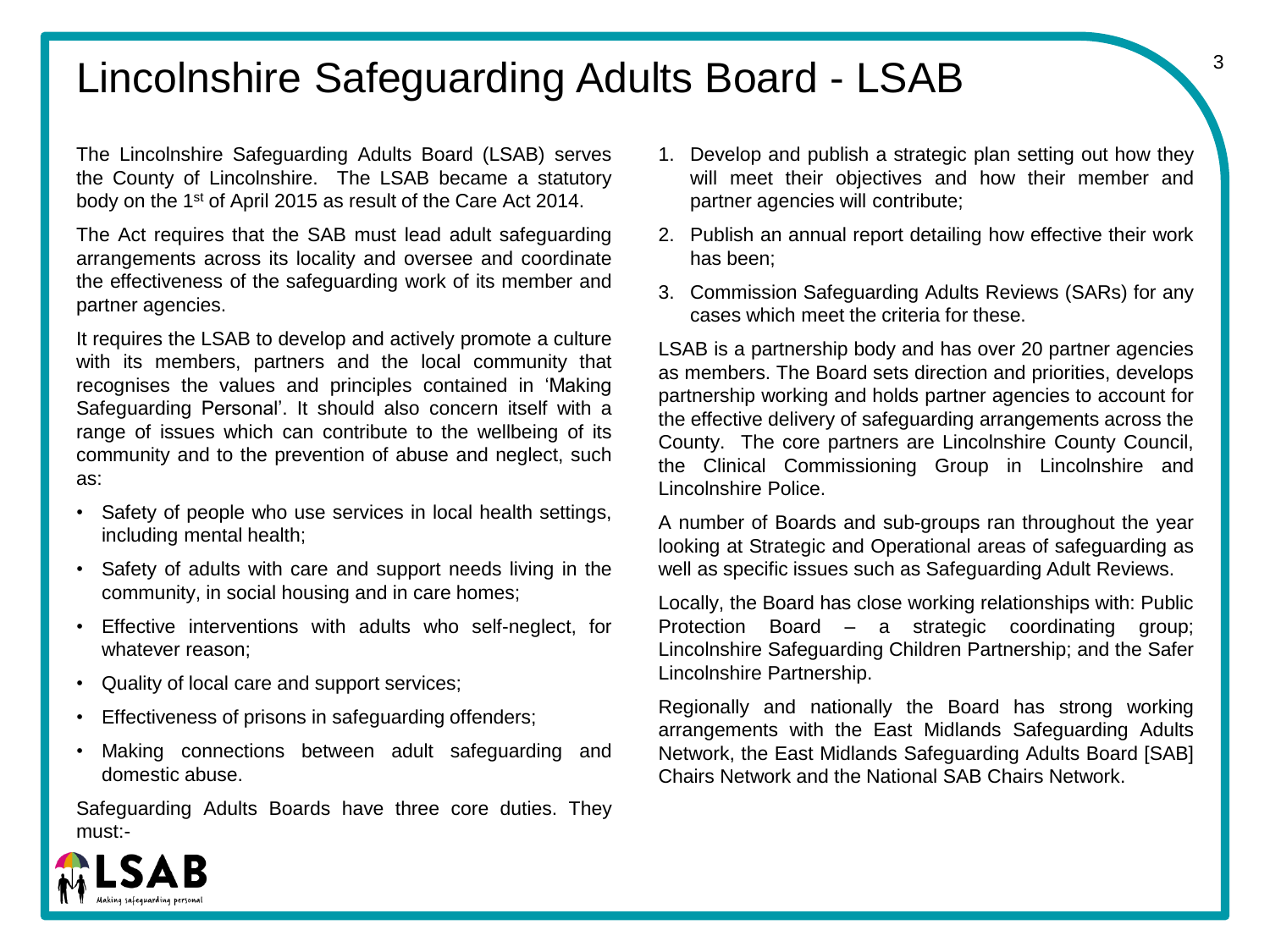# Lincolnshire Safeguarding Adults Board - LSAB

The Lincolnshire Safeguarding Adults Board (LSAB) serves the County of Lincolnshire. The LSAB became a statutory body on the 1st of April 2015 as result of the Care Act 2014.

The Act requires that the SAB must lead adult safeguarding arrangements across its locality and oversee and coordinate the effectiveness of the safeguarding work of its member and partner agencies.

It requires the LSAB to develop and actively promote a culture with its members, partners and the local community that recognises the values and principles contained in 'Making Safeguarding Personal'. It should also concern itself with a range of issues which can contribute to the wellbeing of its community and to the prevention of abuse and neglect, such as:

- Safety of people who use services in local health settings, including mental health;
- Safety of adults with care and support needs living in the community, in social housing and in care homes;
- Effective interventions with adults who self-neglect, for whatever reason;
- Quality of local care and support services;
- Effectiveness of prisons in safeguarding offenders;
- Making connections between adult safeguarding and domestic abuse.

Safeguarding Adults Boards have three core duties. They must:-

1. Develop and publish a strategic plan setting out how they will meet their objectives and how their member and partner agencies will contribute;
2. Publish an annual report detailing how effective their work has been;
3. Commission Safeguarding Adults Reviews (SARs) for any cases which meet the criteria for these.

LSAB is a partnership body and has over 20 partner agencies as members. The Board sets direction and priorities, develops partnership working and holds partner agencies to account for the effective delivery of safeguarding arrangements across the County. The core partners are Lincolnshire County Council, the Clinical Commissioning Group in Lincolnshire and Lincolnshire Police.

A number of Boards and sub-groups ran throughout the year looking at Strategic and Operational areas of safeguarding as well as specific issues such as Safeguarding Adult Reviews.

Locally, the Board has close working relationships with: Public Protection Board – a strategic coordinating group; Lincolnshire Safeguarding Children Partnership; and the Safer Lincolnshire Partnership.

Regionally and nationally the Board has strong working arrangements with the East Midlands Safeguarding Adults Network, the East Midlands Safeguarding Adults Board [SAB] Chairs Network and the National SAB Chairs Network.

LSAB
Making safeguarding personal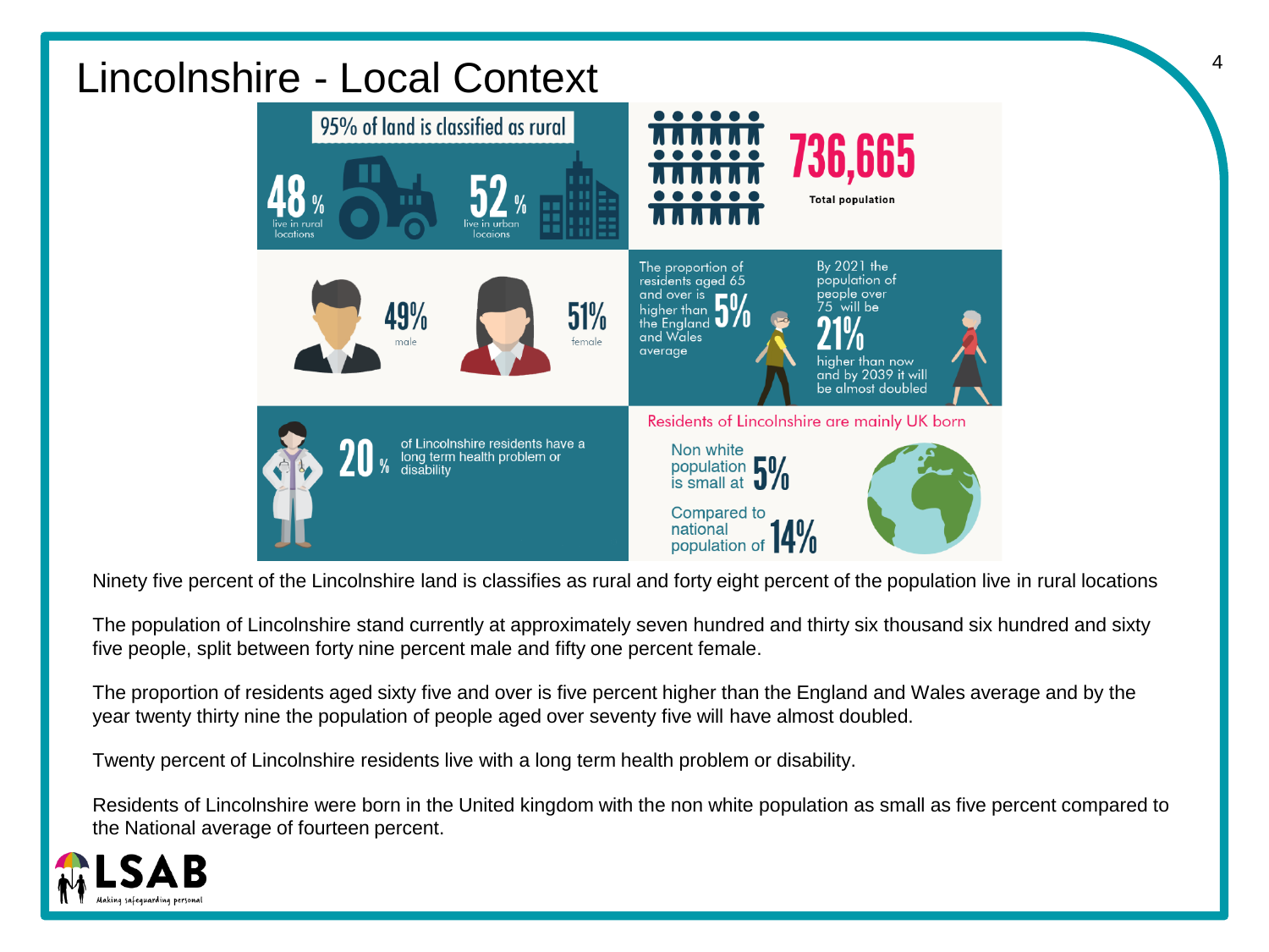# Lincolnshire - Local Context

95% of land is classified as rural

48% live in rural locations

52% live in urban locaions

736,665 Total population

49% male

51% female

The proportion of residents aged 65 and over is 5% higher than the England and Wales average

By 2021 the population of people over 75 will be 21% higher than now and by 2039 it will be almost doubled

20% of Lincolnshire residents have a long term health problem or disability

Residents of Lincolnshire are mainly UK born

Non white population is small at 5%

Compared to national population of 14%

Ninety five percent of the Lincolnshire land is classifies as rural and forty eight percent of the population live in rural locations

The population of Lincolnshire stand currently at approximately seven hundred and thirty six thousand six hundred and sixty five people, split between forty nine percent male and fifty one percent female.

The proportion of residents aged sixty five and over is five percent higher than the England and Wales average and by the year twenty thirty nine the population of people aged over seventy five will have almost doubled.

Twenty percent of Lincolnshire residents live with a long term health problem or disability.

Residents of Lincolnshire were born in the United kingdom with the non white population as small as five percent compared to the National average of fourteen percent.

LSAB Making safeguarding personal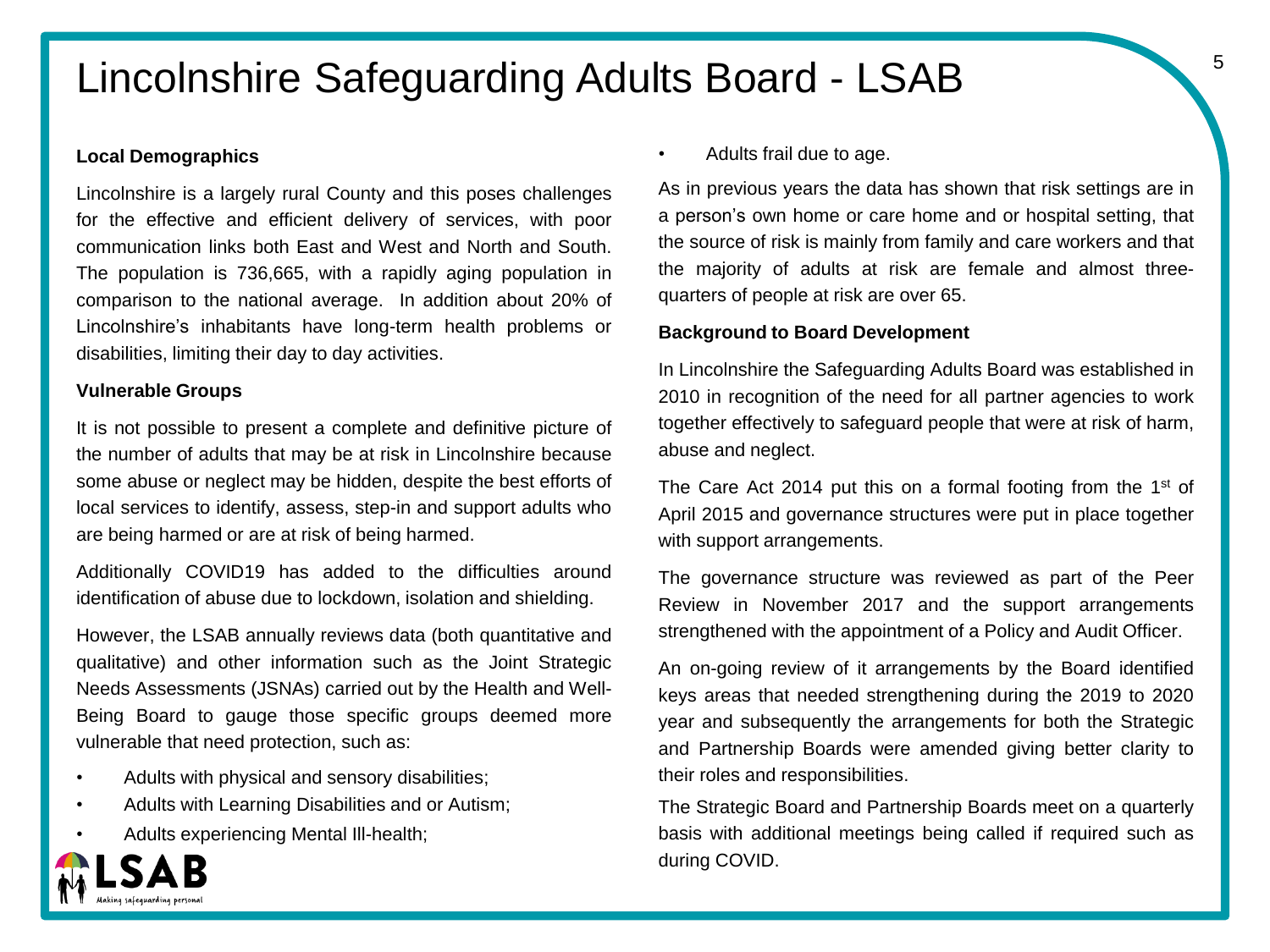# Lincolnshire Safeguarding Adults Board - LSAB

**Local Demographics**

Lincolnshire is a largely rural County and this poses challenges for the effective and efficient delivery of services, with poor communication links both East and West and North and South. The population is 736,665, with a rapidly aging population in comparison to the national average. In addition about 20% of Lincolnshire's inhabitants have long-term health problems or disabilities, limiting their day to day activities.

**Vulnerable Groups**

It is not possible to present a complete and definitive picture of the number of adults that may be at risk in Lincolnshire because some abuse or neglect may be hidden, despite the best efforts of local services to identify, assess, step-in and support adults who are being harmed or are at risk of being harmed.

Additionally COVID19 has added to the difficulties around identification of abuse due to lockdown, isolation and shielding.

However, the LSAB annually reviews data (both quantitative and qualitative) and other information such as the Joint Strategic Needs Assessments (JSNAs) carried out by the Health and Well-Being Board to gauge those specific groups deemed more vulnerable that need protection, such as:

- Adults with physical and sensory disabilities;
- Adults with Learning Disabilities and or Autism;
- Adults experiencing Mental Ill-health;
- Adults frail due to age.

As in previous years the data has shown that risk settings are in a person's own home or care home and or hospital setting, that the source of risk is mainly from family and care workers and that the majority of adults at risk are female and almost three-quarters of people at risk are over 65.

**Background to Board Development**

In Lincolnshire the Safeguarding Adults Board was established in 2010 in recognition of the need for all partner agencies to work together effectively to safeguard people that were at risk of harm, abuse and neglect.

The Care Act 2014 put this on a formal footing from the 1st of April 2015 and governance structures were put in place together with support arrangements.

The governance structure was reviewed as part of the Peer Review in November 2017 and the support arrangements strengthened with the appointment of a Policy and Audit Officer.

An on-going review of it arrangements by the Board identified keys areas that needed strengthening during the 2019 to 2020 year and subsequently the arrangements for both the Strategic and Partnership Boards were amended giving better clarity to their roles and responsibilities.

The Strategic Board and Partnership Boards meet on a quarterly basis with additional meetings being called if required such as during COVID.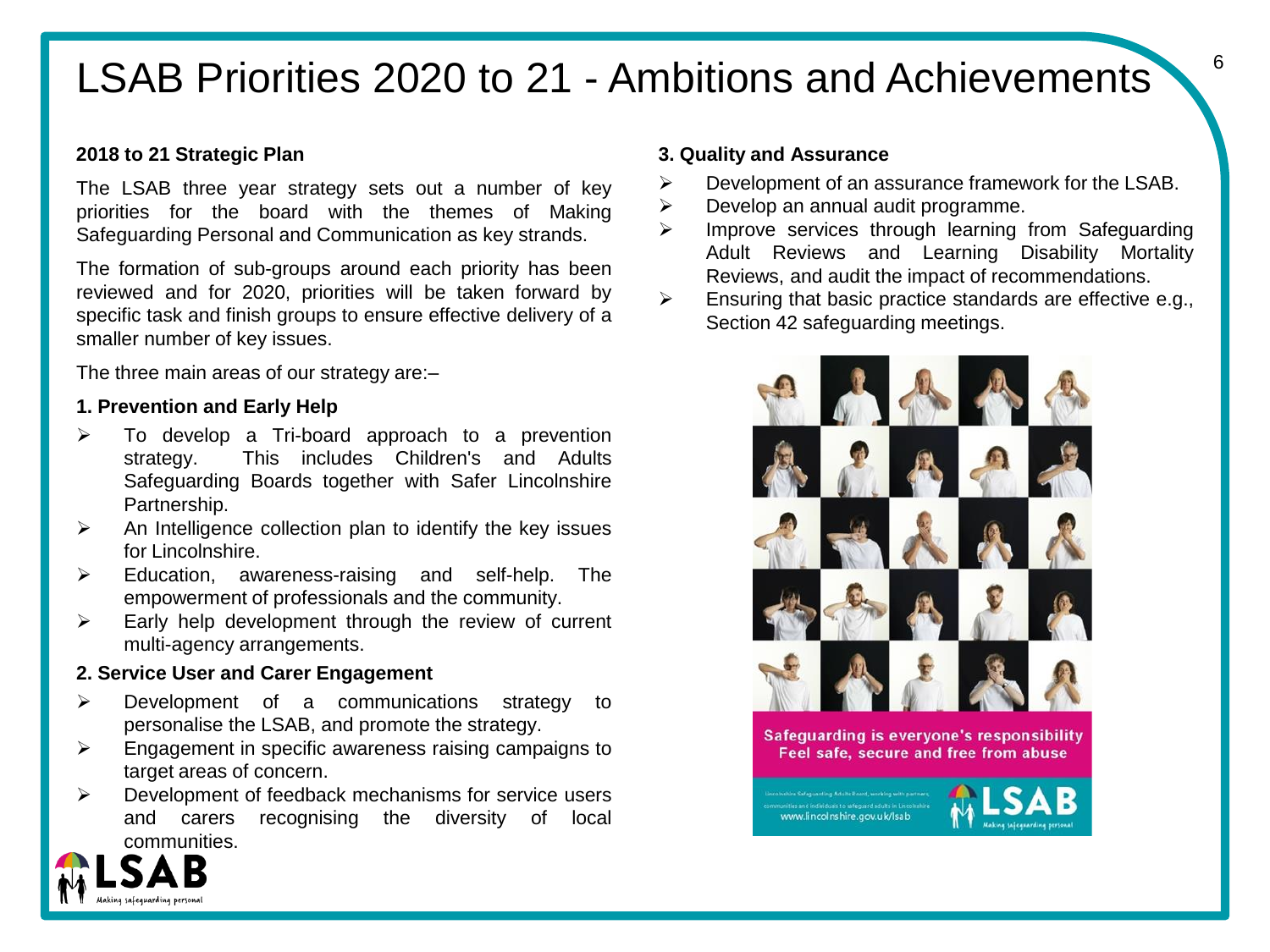# LSAB Priorities 2020 to 21 - Ambitions and Achievements

**2018 to 21 Strategic Plan**

The LSAB three year strategy sets out a number of key priorities for the board with the themes of Making Safeguarding Personal and Communication as key strands.

The formation of sub-groups around each priority has been reviewed and for 2020, priorities will be taken forward by specific task and finish groups to ensure effective delivery of a smaller number of key issues.

The three main areas of our strategy are:–

**1. Prevention and Early Help**

- To develop a Tri-board approach to a prevention strategy. This includes Children's and Adults Safeguarding Boards together with Safer Lincolnshire Partnership.
- An Intelligence collection plan to identify the key issues for Lincolnshire.
- Education, awareness-raising and self-help. The empowerment of professionals and the community.
- Early help development through the review of current multi-agency arrangements.

**2. Service User and Carer Engagement**

- Development of a communications strategy to personalise the LSAB, and promote the strategy.
- Engagement in specific awareness raising campaigns to target areas of concern.
- Development of feedback mechanisms for service users and carers recognising the diversity of local communities.

**3. Quality and Assurance**

- Development of an assurance framework for the LSAB.
- Develop an annual audit programme.
- Improve services through learning from Safeguarding Adult Reviews and Learning Disability Mortality Reviews, and audit the impact of recommendations.
- Ensuring that basic practice standards are effective e.g., Section 42 safeguarding meetings.

Safeguarding is everyone's responsibility
Feel safe, secure and free from abuse

Lincolnshire Safeguarding Adults Board, working with partners, communities and individuals to safeguard adults in Lincolnshire
www.lincolnshire.gov.uk/lsab

LSAB
Making safeguarding personal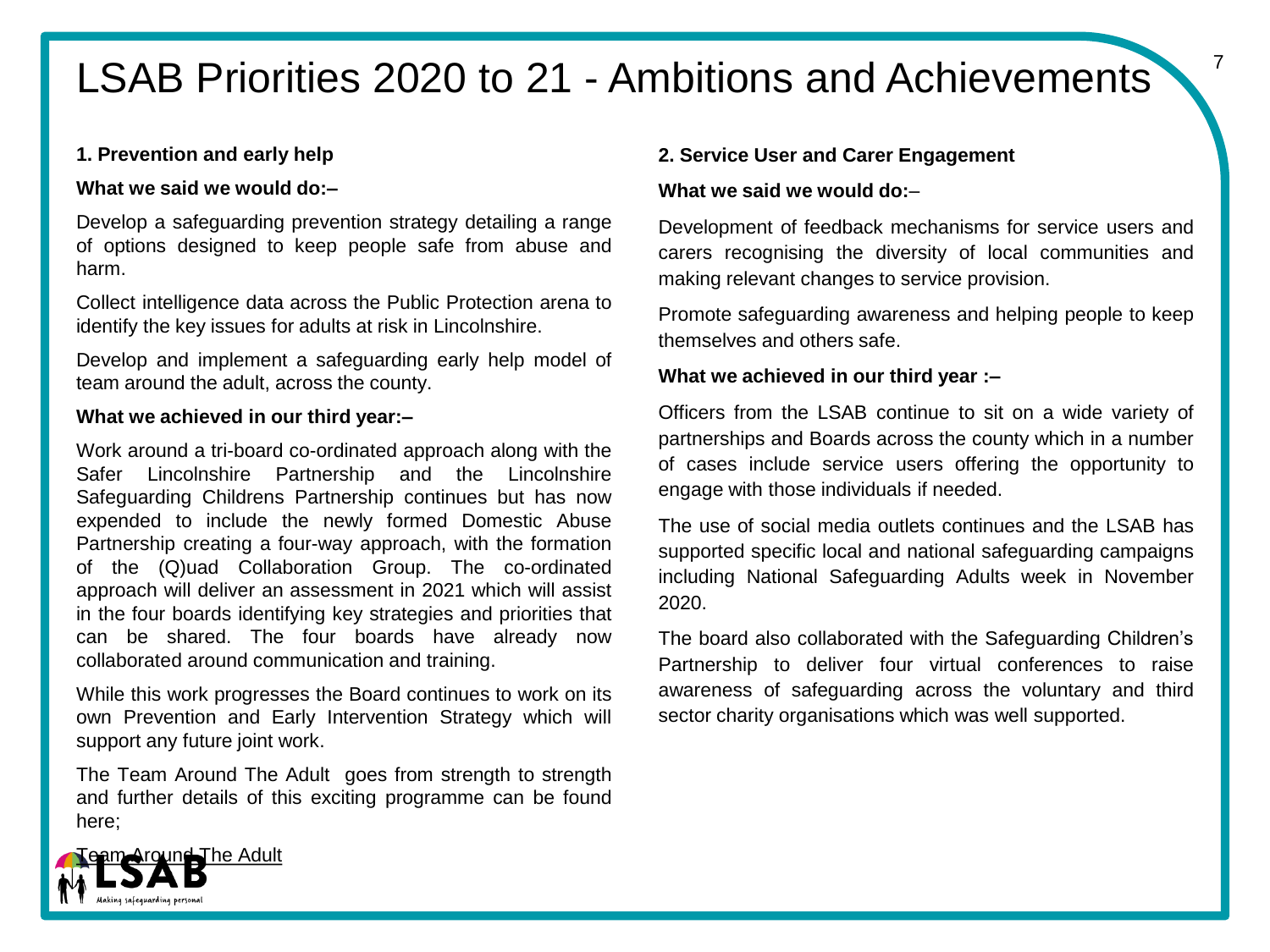# LSAB Priorities 2020 to 21 - Ambitions and Achievements

## 1. Prevention and early help

**What we said we would do:–**

Develop a safeguarding prevention strategy detailing a range of options designed to keep people safe from abuse and harm.

Collect intelligence data across the Public Protection arena to identify the key issues for adults at risk in Lincolnshire.

Develop and implement a safeguarding early help model of team around the adult, across the county.

**What we achieved in our third year:–**

Work around a tri-board co-ordinated approach along with the Safer Lincolnshire Partnership and the Lincolnshire Safeguarding Childrens Partnership continues but has now expended to include the newly formed Domestic Abuse Partnership creating a four-way approach, with the formation of the (Q)uad Collaboration Group. The co-ordinated approach will deliver an assessment in 2021 which will assist in the four boards identifying key strategies and priorities that can be shared. The four boards have already now collaborated around communication and training.

While this work progresses the Board continues to work on its own Prevention and Early Intervention Strategy which will support any future joint work.

The Team Around The Adult goes from strength to strength and further details of this exciting programme can be found here;

Team Around The Adult

## 2. Service User and Carer Engagement

**What we said we would do:–**

Development of feedback mechanisms for service users and carers recognising the diversity of local communities and making relevant changes to service provision.

Promote safeguarding awareness and helping people to keep themselves and others safe.

**What we achieved in our third year :–**

Officers from the LSAB continue to sit on a wide variety of partnerships and Boards across the county which in a number of cases include service users offering the opportunity to engage with those individuals if needed.

The use of social media outlets continues and the LSAB has supported specific local and national safeguarding campaigns including National Safeguarding Adults week in November 2020.

The board also collaborated with the Safeguarding Children's Partnership to deliver four virtual conferences to raise awareness of safeguarding across the voluntary and third sector charity organisations which was well supported.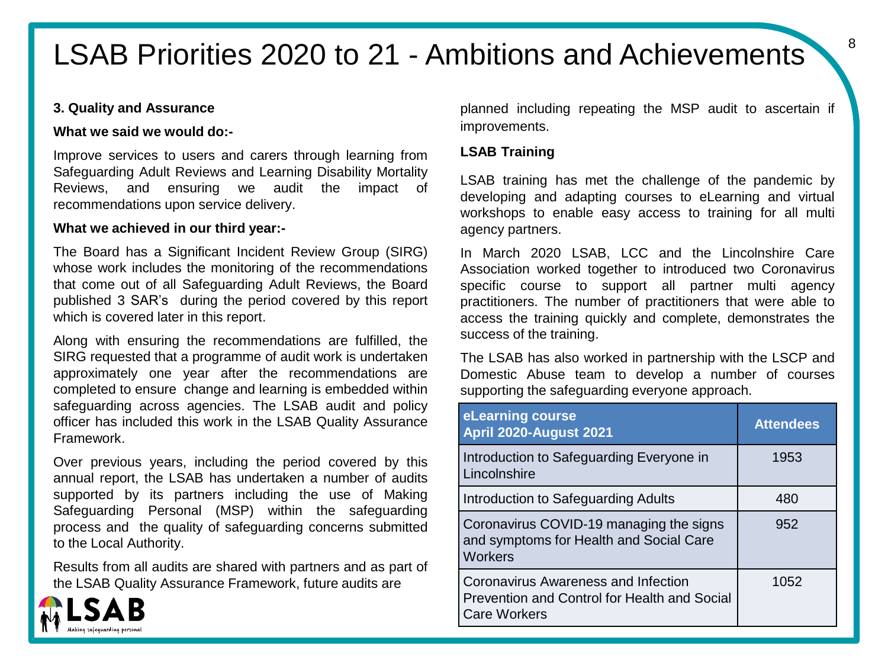# LSAB Priorities 2020 to 21 - Ambitions and Achievements

**3. Quality and Assurance**

**What we said we would do:-**

Improve services to users and carers through learning from Safeguarding Adult Reviews and Learning Disability Mortality Reviews, and ensuring we audit the impact of recommendations upon service delivery.

**What we achieved in our third year:-**

The Board has a Significant Incident Review Group (SIRG) whose work includes the monitoring of the recommendations that come out of all Safeguarding Adult Reviews, the Board published 3 SAR's during the period covered by this report which is covered later in this report.

Along with ensuring the recommendations are fulfilled, the SIRG requested that a programme of audit work is undertaken approximately one year after the recommendations are completed to ensure change and learning is embedded within safeguarding across agencies. The LSAB audit and policy officer has included this work in the LSAB Quality Assurance Framework.

Over previous years, including the period covered by this annual report, the LSAB has undertaken a number of audits supported by its partners including the use of Making Safeguarding Personal (MSP) within the safeguarding process and the quality of safeguarding concerns submitted to the Local Authority.

Results from all audits are shared with partners and as part of the LSAB Quality Assurance Framework, future audits are planned including repeating the MSP audit to ascertain if improvements.

**LSAB Training**

LSAB training has met the challenge of the pandemic by developing and adapting courses to eLearning and virtual workshops to enable easy access to training for all multi agency partners.

In March 2020 LSAB, LCC and the Lincolnshire Care Association worked together to introduced two Coronavirus specific course to support all partner multi agency practitioners. The number of practitioners that were able to access the training quickly and complete, demonstrates the success of the training.

The LSAB has also worked in partnership with the LSCP and Domestic Abuse team to develop a number of courses supporting the safeguarding everyone approach.

| eLearning course April 2020-August 2021 | Attendees |
|---|---|
| Introduction to Safeguarding Everyone in Lincolnshire | 1953 |
| Introduction to Safeguarding Adults | 480 |
| Coronavirus COVID-19 managing the signs and symptoms for Health and Social Care Workers | 952 |
| Coronavirus Awareness and Infection Prevention and Control for Health and Social Care Workers | 1052 |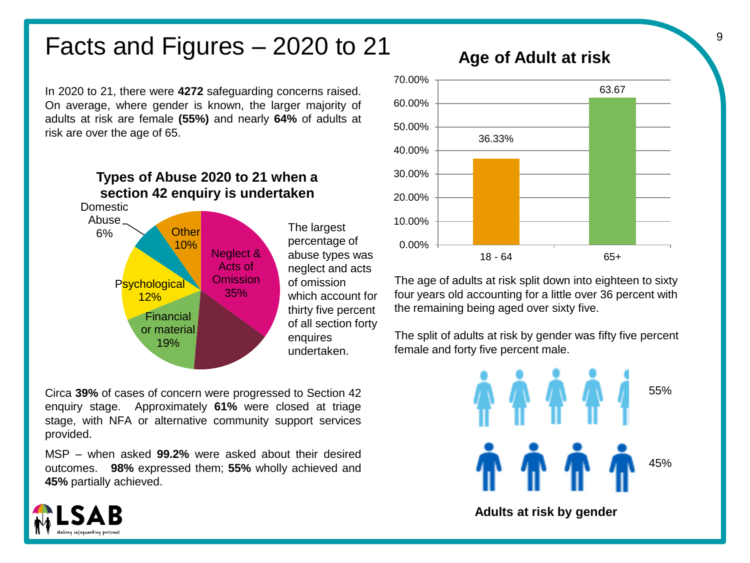# Facts and Figures – 2020 to 21

In 2020 to 21, there were **4272** safeguarding concerns raised. On average, where gender is known, the larger majority of adults at risk are female **(55%)** and nearly **64%** of adults at risk are over the age of 65.

### Types of Abuse 2020 to 21 when a section 42 enquiry is undertaken

| Type | Percentage |
|---|---|
| Neglect & Acts of Omission | 35% |
| Financial or material | 19% |
| Psychological | 12% |
| Other | 10% |
| Domestic Abuse | 6% |

The largest percentage of abuse types was neglect and acts of omission which account for thirty five percent of all section forty enquires undertaken.

Circa **39%** of cases of concern were progressed to Section 42 enquiry stage. Approximately **61%** were closed at triage stage, with NFA or alternative community support services provided.

MSP – when asked **99.2%** were asked about their desired outcomes. **98%** expressed them; **55%** wholly achieved and **45%** partially achieved.

### Age of Adult at risk

| Age | Percentage |
|---|---|
| 18 - 64 | 36.33% |
| 65+ | 63.67 |

The age of adults at risk split down into eighteen to sixty four years old accounting for a little over 36 percent with the remaining being aged over sixty five.

The split of adults at risk by gender was fifty five percent female and forty five percent male.

| Gender | Percentage |
|---|---|
| Female | 55% |
| Male | 45% |

**Adults at risk by gender**

LSAB – Making safeguarding personal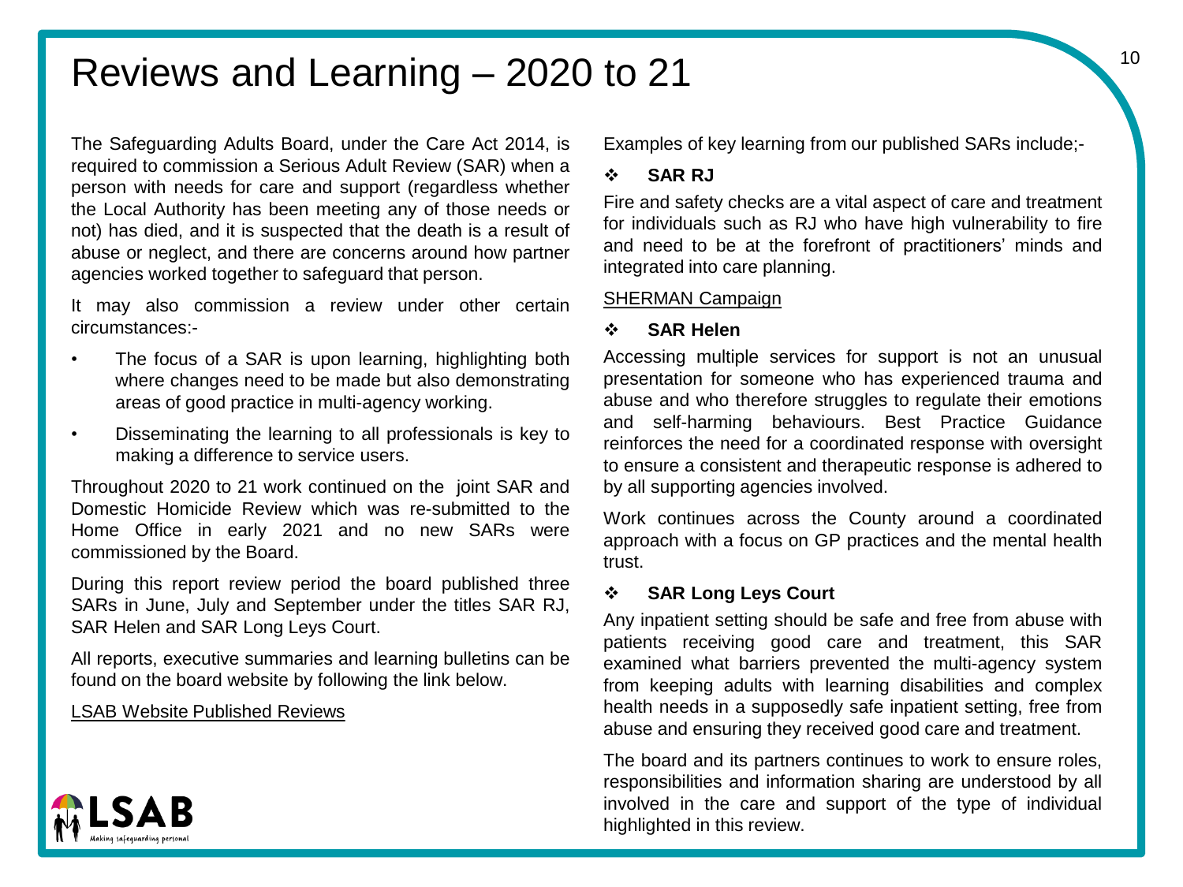# Reviews and Learning – 2020 to 21

The Safeguarding Adults Board, under the Care Act 2014, is required to commission a Serious Adult Review (SAR) when a person with needs for care and support (regardless whether the Local Authority has been meeting any of those needs or not) has died, and it is suspected that the death is a result of abuse or neglect, and there are concerns around how partner agencies worked together to safeguard that person.

It may also commission a review under other certain circumstances:-

- The focus of a SAR is upon learning, highlighting both where changes need to be made but also demonstrating areas of good practice in multi-agency working.
- Disseminating the learning to all professionals is key to making a difference to service users.

Throughout 2020 to 21 work continued on the joint SAR and Domestic Homicide Review which was re-submitted to the Home Office in early 2021 and no new SARs were commissioned by the Board.

During this report review period the board published three SARs in June, July and September under the titles SAR RJ, SAR Helen and SAR Long Leys Court.

All reports, executive summaries and learning bulletins can be found on the board website by following the link below.

LSAB Website Published Reviews

Examples of key learning from our published SARs include;-

- **SAR RJ**

Fire and safety checks are a vital aspect of care and treatment for individuals such as RJ who have high vulnerability to fire and need to be at the forefront of practitioners' minds and integrated into care planning.

SHERMAN Campaign

- **SAR Helen**

Accessing multiple services for support is not an unusual presentation for someone who has experienced trauma and abuse and who therefore struggles to regulate their emotions and self-harming behaviours. Best Practice Guidance reinforces the need for a coordinated response with oversight to ensure a consistent and therapeutic response is adhered to by all supporting agencies involved.

Work continues across the County around a coordinated approach with a focus on GP practices and the mental health trust.

- **SAR Long Leys Court**

Any inpatient setting should be safe and free from abuse with patients receiving good care and treatment, this SAR examined what barriers prevented the multi-agency system from keeping adults with learning disabilities and complex health needs in a supposedly safe inpatient setting, free from abuse and ensuring they received good care and treatment.

The board and its partners continues to work to ensure roles, responsibilities and information sharing are understood by all involved in the care and support of the type of individual highlighted in this review.

LSAB
Making safeguarding personal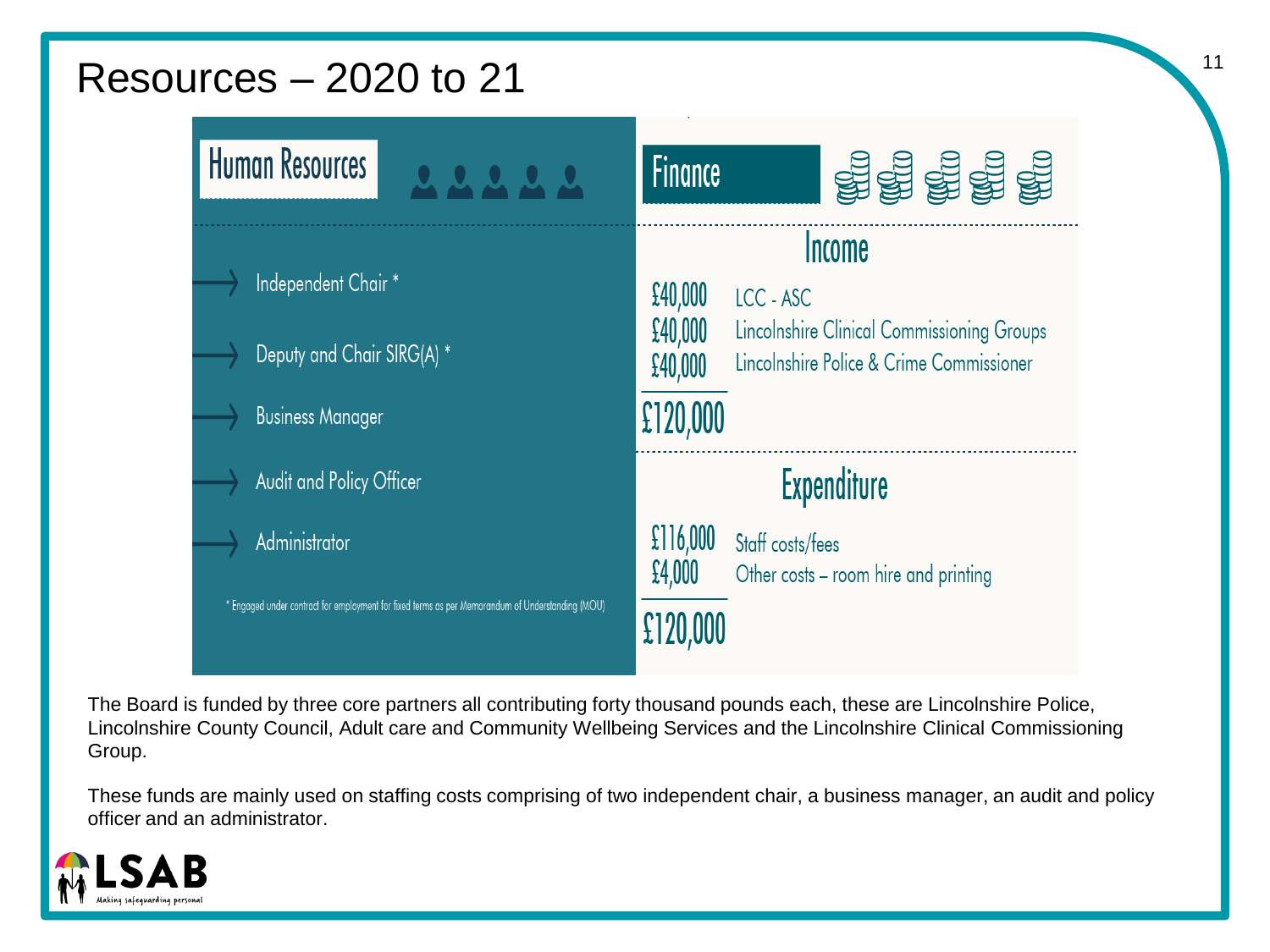# Resources – 2020 to 21

## Human Resources

- Independent Chair *
- Deputy and Chair SIRG(A) *
- Business Manager
- Audit and Policy Officer
- Administrator

\* Engaged under contract for employment for fixed terms as per Memorandum of Understanding (MOU)

## Finance

### Income

| Amount | Source |
| --- | --- |
| £40,000 | LCC - ASC |
| £40,000 | Lincolnshire Clinical Commissioning Groups |
| £40,000 | Lincolnshire Police & Crime Commissioner |
| **£120,000** | |

### Expenditure

| Amount | Item |
| --- | --- |
| £116,000 | Staff costs/fees |
| £4,000 | Other costs – room hire and printing |
| **£120,000** | |

The Board is funded by three core partners all contributing forty thousand pounds each, these are Lincolnshire Police, Lincolnshire County Council, Adult care and Community Wellbeing Services and the Lincolnshire Clinical Commissioning Group.

These funds are mainly used on staffing costs comprising of two independent chair, a business manager, an audit and policy officer and an administrator.

LSAB
Making safeguarding personal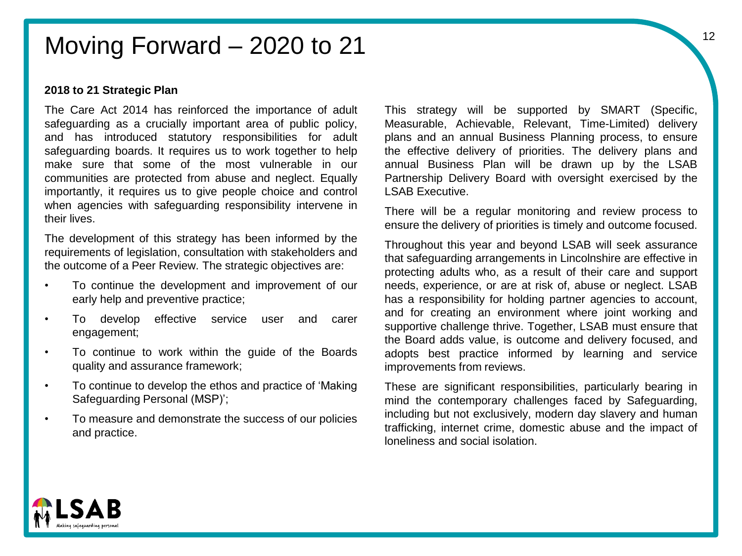# Moving Forward – 2020 to 21

**2018 to 21 Strategic Plan**

The Care Act 2014 has reinforced the importance of adult safeguarding as a crucially important area of public policy, and has introduced statutory responsibilities for adult safeguarding boards. It requires us to work together to help make sure that some of the most vulnerable in our communities are protected from abuse and neglect. Equally importantly, it requires us to give people choice and control when agencies with safeguarding responsibility intervene in their lives.

The development of this strategy has been informed by the requirements of legislation, consultation with stakeholders and the outcome of a Peer Review. The strategic objectives are:

- To continue the development and improvement of our early help and preventive practice;
- To develop effective service user and carer engagement;
- To continue to work within the guide of the Boards quality and assurance framework;
- To continue to develop the ethos and practice of 'Making Safeguarding Personal (MSP)';
- To measure and demonstrate the success of our policies and practice.

This strategy will be supported by SMART (Specific, Measurable, Achievable, Relevant, Time-Limited) delivery plans and an annual Business Planning process, to ensure the effective delivery of priorities. The delivery plans and annual Business Plan will be drawn up by the LSAB Partnership Delivery Board with oversight exercised by the LSAB Executive.

There will be a regular monitoring and review process to ensure the delivery of priorities is timely and outcome focused.

Throughout this year and beyond LSAB will seek assurance that safeguarding arrangements in Lincolnshire are effective in protecting adults who, as a result of their care and support needs, experience, or are at risk of, abuse or neglect. LSAB has a responsibility for holding partner agencies to account, and for creating an environment where joint working and supportive challenge thrive. Together, LSAB must ensure that the Board adds value, is outcome and delivery focused, and adopts best practice informed by learning and service improvements from reviews.

These are significant responsibilities, particularly bearing in mind the contemporary challenges faced by Safeguarding, including but not exclusively, modern day slavery and human trafficking, internet crime, domestic abuse and the impact of loneliness and social isolation.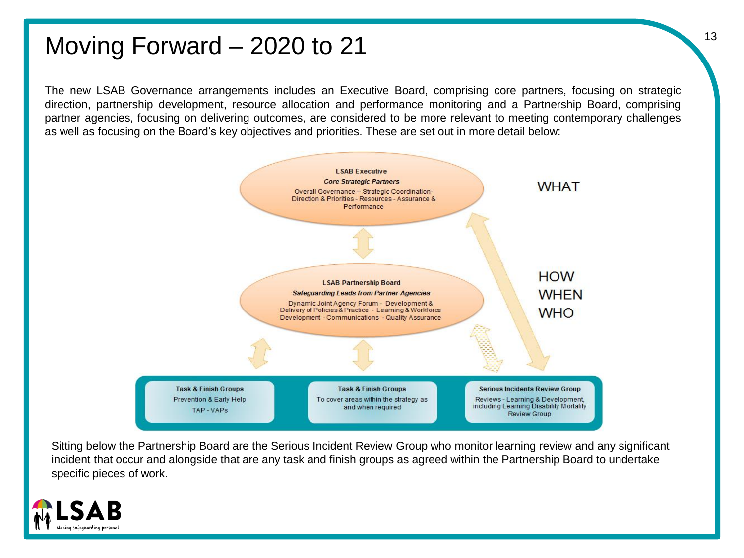# Moving Forward – 2020 to 21

The new LSAB Governance arrangements includes an Executive Board, comprising core partners, focusing on strategic direction, partnership development, resource allocation and performance monitoring and a Partnership Board, comprising partner agencies, focusing on delivering outcomes, are considered to be more relevant to meeting contemporary challenges as well as focusing on the Board's key objectives and priorities. These are set out in more detail below:

**LSAB Executive**
***Core Strategic Partners***
Overall Governance – Strategic Coordination- Direction & Priorities - Resources - Assurance & Performance

WHAT

**LSAB Partnership Board**
***Safeguarding Leads from Partner Agencies***
Dynamic Joint Agency Forum - Development & Delivery of Policies & Practice - Learning & Workforce Development - Communications - Quality Assurance

HOW
WHEN
WHO

**Task & Finish Groups**
Prevention & Early Help
TAP - VAPs

**Task & Finish Groups**
To cover areas within the strategy as and when required

**Serious Incidents Review Group**
Reviews - Learning & Development, including Learning Disability Mortality Review Group

Sitting below the Partnership Board are the Serious Incident Review Group who monitor learning review and any significant incident that occur and alongside that are any task and finish groups as agreed within the Partnership Board to undertake specific pieces of work.

LSAB
Making safeguarding personal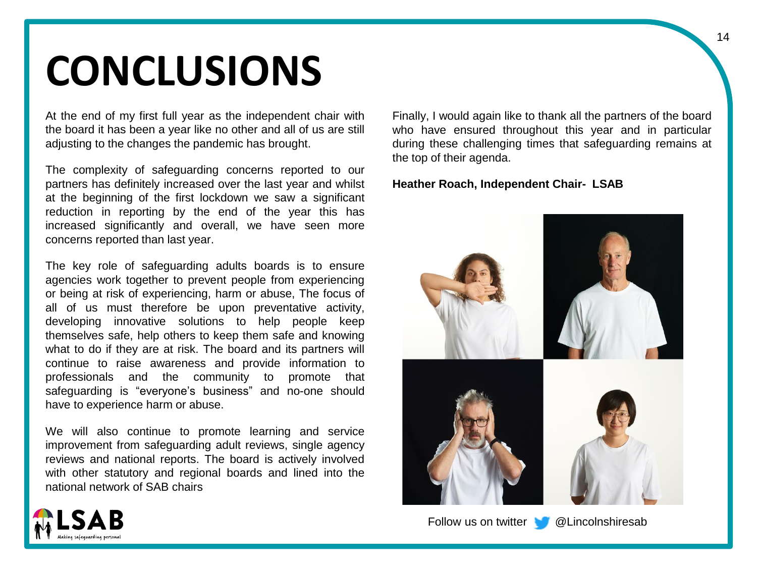# CONCLUSIONS

At the end of my first full year as the independent chair with the board it has been a year like no other and all of us are still adjusting to the changes the pandemic has brought.

The complexity of safeguarding concerns reported to our partners has definitely increased over the last year and whilst at the beginning of the first lockdown we saw a significant reduction in reporting by the end of the year this has increased significantly and overall, we have seen more concerns reported than last year.

The key role of safeguarding adults boards is to ensure agencies work together to prevent people from experiencing or being at risk of experiencing, harm or abuse, The focus of all of us must therefore be upon preventative activity, developing innovative solutions to help people keep themselves safe, help others to keep them safe and knowing what to do if they are at risk. The board and its partners will continue to raise awareness and provide information to professionals and the community to promote that safeguarding is "everyone's business" and no-one should have to experience harm or abuse.

We will also continue to promote learning and service improvement from safeguarding adult reviews, single agency reviews and national reports. The board is actively involved with other statutory and regional boards and lined into the national network of SAB chairs

Finally, I would again like to thank all the partners of the board who have ensured throughout this year and in particular during these challenging times that safeguarding remains at the top of their agenda.

**Heather Roach, Independent Chair- LSAB**

LSAB
Making safeguarding personal

Follow us on twitter @Lincolnshiresab